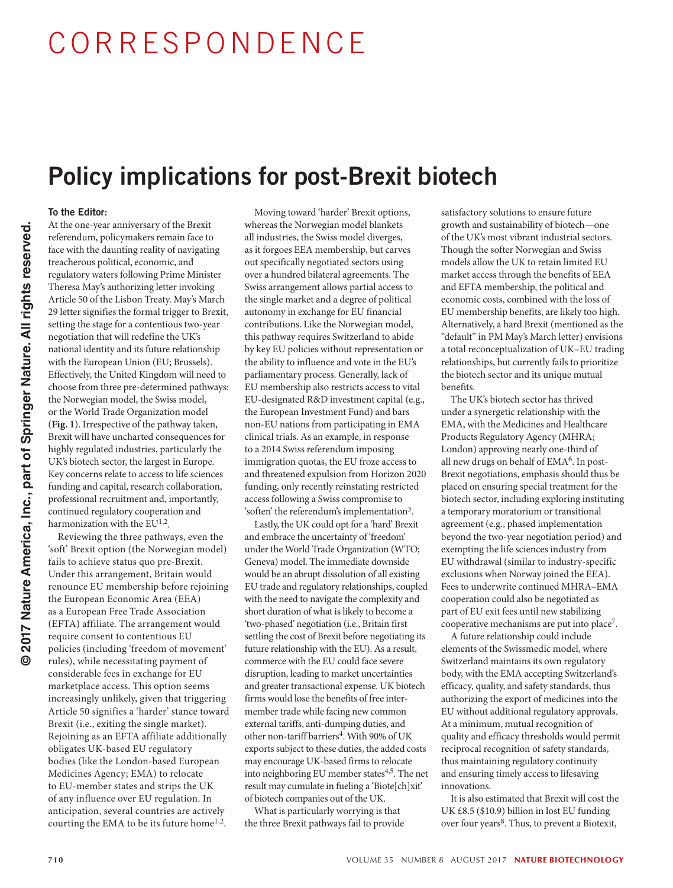# CORRESPONDENCE

## Policy implications for post-Brexit biotech

**To the Editor:**

At the one-year anniversary of the Brexit referendum, policymakers remain face to face with the daunting reality of navigating treacherous political, economic, and regulatory waters following Prime Minister Theresa May's authorizing letter invoking Article 50 of the Lisbon Treaty. May's March 29 letter signifies the formal trigger to Brexit, setting the stage for a contentious two-year negotiation that will redefine the UK's national identity and its future relationship with the European Union (EU; Brussels). Effectively, the United Kingdom will need to choose from three pre-determined pathways: the Norwegian model, the Swiss model, or the World Trade Organization model (**Fig. 1**). Irrespective of the pathway taken, Brexit will have uncharted consequences for highly regulated industries, particularly the UK's biotech sector, the largest in Europe. Key concerns relate to access to life sciences funding and capital, research collaboration, professional recruitment and, importantly, continued regulatory cooperation and harmonization with the EU[1,2].

Reviewing the three pathways, even the 'soft' Brexit option (the Norwegian model) fails to achieve status quo pre-Brexit. Under this arrangement, Britain would renounce EU membership before rejoining the European Economic Area (EEA) as a European Free Trade Association (EFTA) affiliate. The arrangement would require consent to contentious EU policies (including 'freedom of movement' rules), while necessitating payment of considerable fees in exchange for EU marketplace access. This option seems increasingly unlikely, given that triggering Article 50 signifies a 'harder' stance toward Brexit (i.e., exiting the single market). Rejoining as an EFTA affiliate additionally obligates UK-based EU regulatory bodies (like the London-based European Medicines Agency; EMA) to relocate to EU-member states and strips the UK of any influence over EU regulation. In anticipation, several countries are actively courting the EMA to be its future home[1,2].

Moving toward 'harder' Brexit options, whereas the Norwegian model blankets all industries, the Swiss model diverges, as it forgoes EEA membership, but carves out specifically negotiated sectors using over a hundred bilateral agreements. The Swiss arrangement allows partial access to the single market and a degree of political autonomy in exchange for EU financial contributions. Like the Norwegian model, this pathway requires Switzerland to abide by key EU policies without representation or the ability to influence and vote in the EU's parliamentary process. Generally, lack of EU membership also restricts access to vital EU-designated R&D investment capital (e.g., the European Investment Fund) and bars non-EU nations from participating in EMA clinical trials. As an example, in response to a 2014 Swiss referendum imposing immigration quotas, the EU froze access to and threatened expulsion from Horizon 2020 funding, only recently reinstating restricted access following a Swiss compromise to 'soften' the referendum's implementation[3].

Lastly, the UK could opt for a 'hard' Brexit and embrace the uncertainty of 'freedom' under the World Trade Organization (WTO; Geneva) model. The immediate downside would be an abrupt dissolution of all existing EU trade and regulatory relationships, coupled with the need to navigate the complexity and short duration of what is likely to become a 'two-phased' negotiation (i.e., Britain first settling the cost of Brexit before negotiating its future relationship with the EU). As a result, commerce with the EU could face severe disruption, leading to market uncertainties and greater transactional expense. UK biotech firms would lose the benefits of free inter-member trade while facing new common external tariffs, anti-dumping duties, and other non-tariff barriers[4]. With 90% of UK exports subject to these duties, the added costs may encourage UK-based firms to relocate into neighboring EU member states[4,5]. The net result may cumulate in fueling a 'Biote[ch]xit' of biotech companies out of the UK.

What is particularly worrying is that the three Brexit pathways fail to provide satisfactory solutions to ensure future growth and sustainability of biotech—one of the UK's most vibrant industrial sectors. Though the softer Norwegian and Swiss models allow the UK to retain limited EU market access through the benefits of EEA and EFTA membership, the political and economic costs, combined with the loss of EU membership benefits, are likely too high. Alternatively, a hard Brexit (mentioned as the "default" in PM May's March letter) envisions a total reconceptualization of UK–EU trading relationships, but currently fails to prioritize the biotech sector and its unique mutual benefits.

The UK's biotech sector has thrived under a synergetic relationship with the EMA, with the Medicines and Healthcare Products Regulatory Agency (MHRA; London) approving nearly one-third of all new drugs on behalf of EMA[6]. In post-Brexit negotiations, emphasis should thus be placed on ensuring special treatment for the biotech sector, including exploring instituting a temporary moratorium or transitional agreement (e.g., phased implementation beyond the two-year negotiation period) and exempting the life sciences industry from EU withdrawal (similar to industry-specific exclusions when Norway joined the EEA). Fees to underwrite continued MHRA–EMA cooperation could also be negotiated as part of EU exit fees until new stabilizing cooperative mechanisms are put into place[7].

A future relationship could include elements of the Swissmedic model, where Switzerland maintains its own regulatory body, with the EMA accepting Switzerland's efficacy, quality, and safety standards, thus authorizing the export of medicines into the EU without additional regulatory approvals. At a minimum, mutual recognition of quality and efficacy thresholds would permit reciprocal recognition of safety standards, thus maintaining regulatory continuity and ensuring timely access to lifesaving innovations.

It is also estimated that Brexit will cost the UK £8.5 ($10.9) billion in lost EU funding over four years[8]. Thus, to prevent a Biotexit,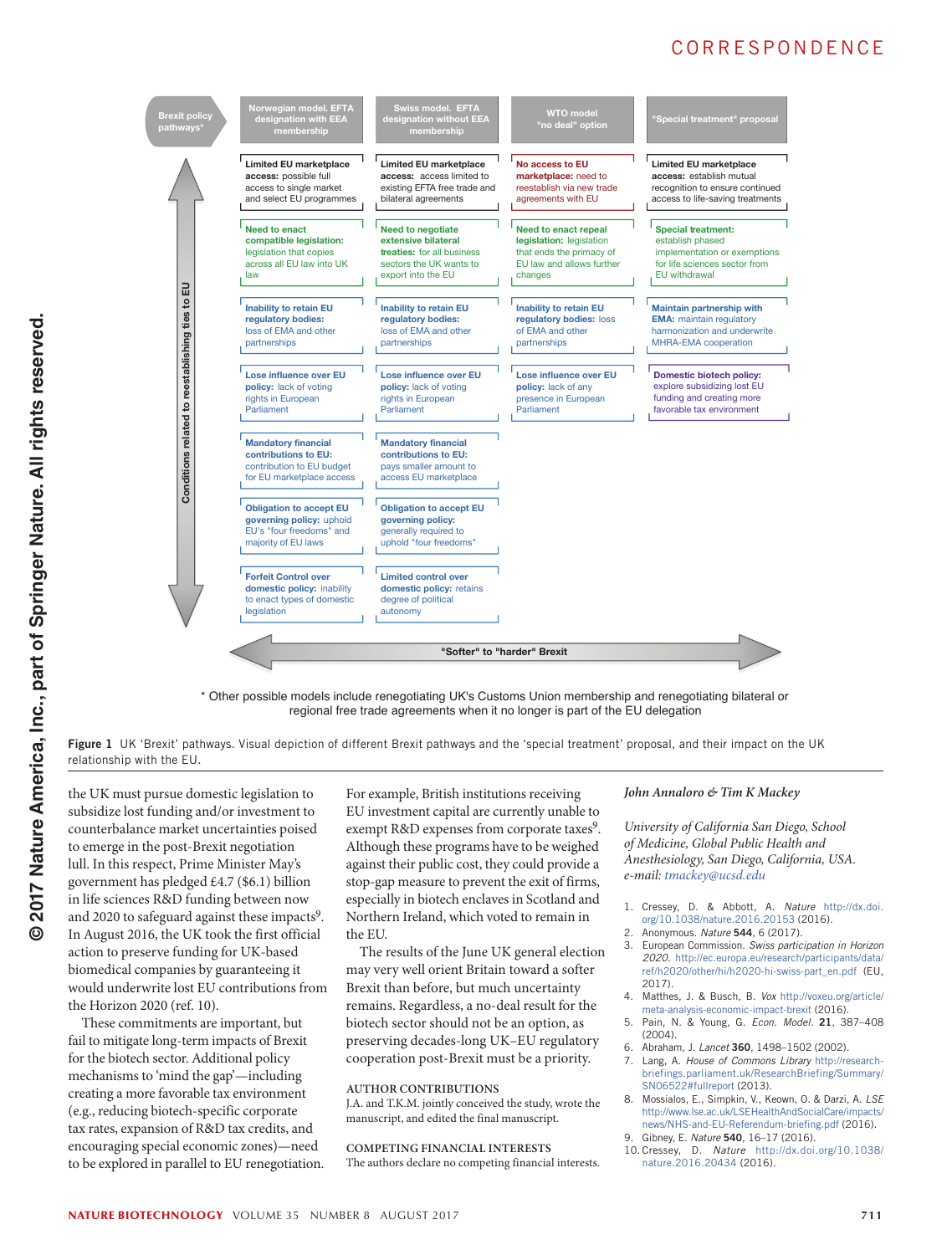Brexit policy pathways*

Norwegian model. EFTA designation with EEA membership

**Limited EU marketplace access:** possible full access to single market and select EU programmes

**Need to enact compatible legislation:** legislation that copies across all EU law into UK law

**Inability to retain EU regulatory bodies:** loss of EMA and other partnerships

**Lose influence over EU policy:** lack of voting rights in European Parliament

**Mandatory financial contributions to EU:** contribution to EU budget for EU marketplace access

**Obligation to accept EU governing policy:** uphold EU's "four freedoms" and majority of EU laws

**Forfeit Control over domestic policy:** inability to enact types of domestic legislation

Swiss model. EFTA designation without EEA membership

**Limited EU marketplace access:** access limited to existing EFTA free trade and bilateral agreements

**Need to negotiate extensive bilateral treaties:** for all business sectors the UK wants to export into the EU

**Inability to retain EU regulatory bodies:** loss of EMA and other partnerships

**Lose influence over EU policy:** lack of voting rights in European Parliament

**Mandatory financial contributions to EU:** pays smaller amount to access EU marketplace

**Obligation to accept EU governing policy:** generally required to uphold "four freedoms"

**Limited control over domestic policy:** retains degree of political autonomy

WTO model "no deal" option

**No access to EU marketplace:** need to reestablish via new trade agreements with EU

**Need to enact repeal legislation:** legislation that ends the primacy of EU law and allows further changes

**Inability to retain EU regulatory bodies:** loss of EMA and other partnerships

**Lose influence over EU policy:** lack of any presence in European Parliament

"Special treatment" proposal

**Limited EU marketplace access:** establish mutual recognition to ensure continued access to life-saving treatments

**Special treatment:** establish phased implementation or exemptions for life sciences sector from EU withdrawal

**Maintain partnership with EMA:** maintain regulatory harmonization and underwrite MHRA-EMA cooperation

**Domestic biotech policy:** explore subsidizing lost EU funding and creating more favorable tax environment

Conditions related to reestablishing ties to EU

"Softer" to "harder" Brexit

\* Other possible models include renegotiating UK's Customs Union membership and renegotiating bilateral or regional free trade agreements when it no longer is part of the EU delegation

**Figure 1** UK 'Brexit' pathways. Visual depiction of different Brexit pathways and the 'special treatment' proposal, and their impact on the UK relationship with the EU.

the UK must pursue domestic legislation to subsidize lost funding and/or investment to counterbalance market uncertainties poised to emerge in the post-Brexit negotiation lull. In this respect, Prime Minister May's government has pledged £4.7 ($6.1) billion in life sciences R&D funding between now and 2020 to safeguard against these impacts[9]. In August 2016, the UK took the first official action to preserve funding for UK-based biomedical companies by guaranteeing it would underwrite lost EU contributions from the Horizon 2020 (ref. 10).

These commitments are important, but fail to mitigate long-term impacts of Brexit for the biotech sector. Additional policy mechanisms to 'mind the gap'—including creating a more favorable tax environment (e.g., reducing biotech-specific corporate tax rates, expansion of R&D tax credits, and encouraging special economic zones)—need to be explored in parallel to EU renegotiation. For example, British institutions receiving EU investment capital are currently unable to exempt R&D expenses from corporate taxes[9]. Although these programs have to be weighed against their public cost, they could provide a stop-gap measure to prevent the exit of firms, especially in biotech enclaves in Scotland and Northern Ireland, which voted to remain in the EU.

The results of the June UK general election may very well orient Britain toward a softer Brexit than before, but much uncertainty remains. Regardless, a no-deal result for the biotech sector should not be an option, as preserving decades-long UK–EU regulatory cooperation post-Brexit must be a priority.

## AUTHOR CONTRIBUTIONS

J.A. and T.K.M. jointly conceived the study, wrote the manuscript, and edited the final manuscript.

## COMPETING FINANCIAL INTERESTS

The authors declare no competing financial interests.

*John Annaloro & Tim K Mackey*

*University of California San Diego, School of Medicine, Global Public Health and Anesthesiology, San Diego, California, USA.*
*e-mail: tmackey@ucsd.edu*

1. Cressey, D. & Abbott, A. *Nature* http://dx.doi.org/10.1038/nature.2016.20153 (2016).
2. Anonymous. *Nature* **544**, 6 (2017).
3. European Commission. *Swiss participation in Horizon 2020.* http://ec.europa.eu/research/participants/data/ref/h2020/other/hi/h2020-hi-swiss-part_en.pdf (EU, 2017).
4. Matthes, J. & Busch, B. *Vox* http://voxeu.org/article/meta-analysis-economic-impact-brexit (2016).
5. Pain, N. & Young, G. *Econ. Model.* **21**, 387–408 (2004).
6. Abraham, J. *Lancet* **360**, 1498–1502 (2002).
7. Lang, A. *House of Commons Library* http://research-briefings.parliament.uk/ResearchBriefing/Summary/SN06522#fullreport (2013).
8. Mossialos, E., Simpkin, V., Keown, O. & Darzi, A. *LSE* http://www.lse.ac.uk/LSEHealthAndSocialCare/impacts/news/NHS-and-EU-Referendum-briefing.pdf (2016).
9. Gibney, E. *Nature* **540**, 16–17 (2016).
10. Cressey, D. *Nature* http://dx.doi.org/10.1038/nature.2016.20434 (2016).